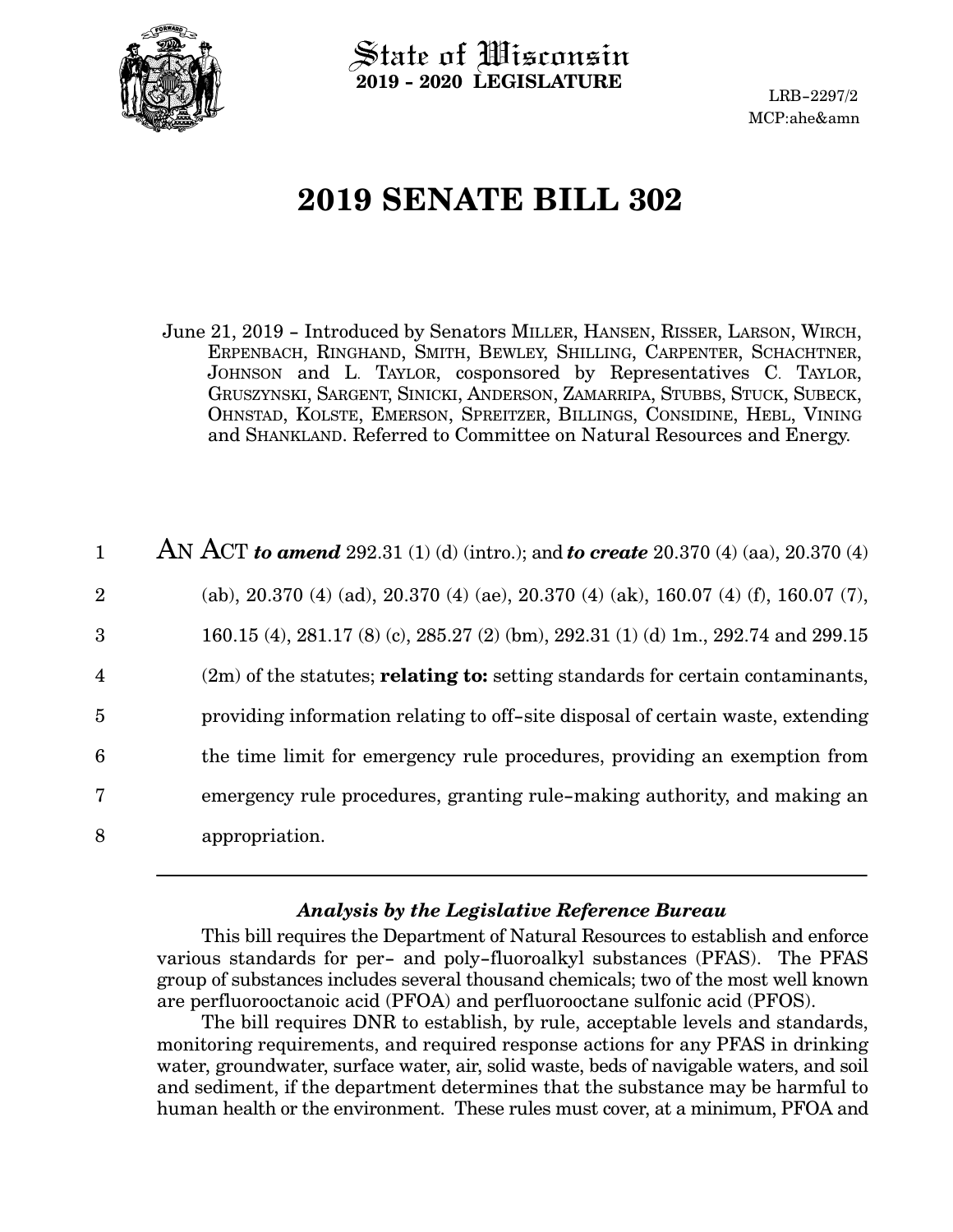State of Wisconsin
**2019 - 2020 LEGISLATURE**

LRB-2297/2
MCP:ahe&amn

# 2019 SENATE BILL 302

June 21, 2019 - Introduced by Senators MILLER, HANSEN, RISSER, LARSON, WIRCH, ERPENBACH, RINGHAND, SMITH, BEWLEY, SHILLING, CARPENTER, SCHACHTNER, JOHNSON and L. TAYLOR, cosponsored by Representatives C. TAYLOR, GRUSZYNSKI, SARGENT, SINICKI, ANDERSON, ZAMARRIPA, STUBBS, STUCK, SUBECK, OHNSTAD, KOLSTE, EMERSON, SPREITZER, BILLINGS, CONSIDINE, HEBL, VINING and SHANKLAND. Referred to Committee on Natural Resources and Energy.

1 AN ACT ***to amend*** 292.31 (1) (d) (intro.); and ***to create*** 20.370 (4) (aa), 20.370 (4)
2 (ab), 20.370 (4) (ad), 20.370 (4) (ae), 20.370 (4) (ak), 160.07 (4) (f), 160.07 (7),
3 160.15 (4), 281.17 (8) (c), 285.27 (2) (bm), 292.31 (1) (d) 1m., 292.74 and 299.15
4 (2m) of the statutes; **relating to:** setting standards for certain contaminants,
5 providing information relating to off-site disposal of certain waste, extending
6 the time limit for emergency rule procedures, providing an exemption from
7 emergency rule procedures, granting rule-making authority, and making an
8 appropriation.

---

### *Analysis by the Legislative Reference Bureau*

This bill requires the Department of Natural Resources to establish and enforce various standards for per- and poly-fluoroalkyl substances (PFAS). The PFAS group of substances includes several thousand chemicals; two of the most well known are perfluorooctanoic acid (PFOA) and perfluorooctane sulfonic acid (PFOS).

The bill requires DNR to establish, by rule, acceptable levels and standards, monitoring requirements, and required response actions for any PFAS in drinking water, groundwater, surface water, air, solid waste, beds of navigable waters, and soil and sediment, if the department determines that the substance may be harmful to human health or the environment. These rules must cover, at a minimum, PFOA and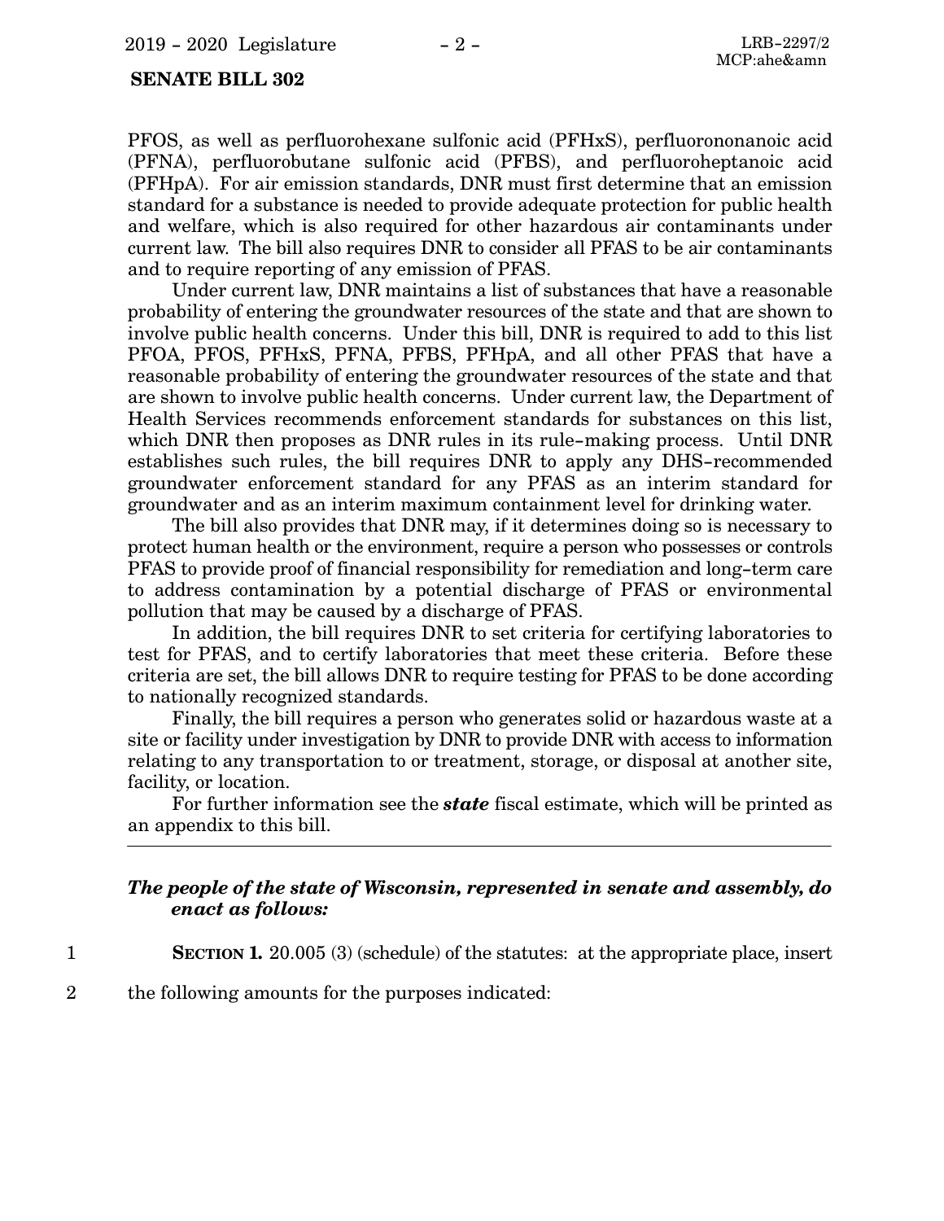PFOS, as well as perfluorohexane sulfonic acid (PFHxS), perfluorononanoic acid (PFNA), perfluorobutane sulfonic acid (PFBS), and perfluoroheptanoic acid (PFHpA). For air emission standards, DNR must first determine that an emission standard for a substance is needed to provide adequate protection for public health and welfare, which is also required for other hazardous air contaminants under current law. The bill also requires DNR to consider all PFAS to be air contaminants and to require reporting of any emission of PFAS.

Under current law, DNR maintains a list of substances that have a reasonable probability of entering the groundwater resources of the state and that are shown to involve public health concerns. Under this bill, DNR is required to add to this list PFOA, PFOS, PFHxS, PFNA, PFBS, PFHpA, and all other PFAS that have a reasonable probability of entering the groundwater resources of the state and that are shown to involve public health concerns. Under current law, the Department of Health Services recommends enforcement standards for substances on this list, which DNR then proposes as DNR rules in its rule-making process. Until DNR establishes such rules, the bill requires DNR to apply any DHS-recommended groundwater enforcement standard for any PFAS as an interim standard for groundwater and as an interim maximum containment level for drinking water.

The bill also provides that DNR may, if it determines doing so is necessary to protect human health or the environment, require a person who possesses or controls PFAS to provide proof of financial responsibility for remediation and long-term care to address contamination by a potential discharge of PFAS or environmental pollution that may be caused by a discharge of PFAS.

In addition, the bill requires DNR to set criteria for certifying laboratories to test for PFAS, and to certify laboratories that meet these criteria. Before these criteria are set, the bill allows DNR to require testing for PFAS to be done according to nationally recognized standards.

Finally, the bill requires a person who generates solid or hazardous waste at a site or facility under investigation by DNR to provide DNR with access to information relating to any transportation to or treatment, storage, or disposal at another site, facility, or location.

For further information see the ***state*** fiscal estimate, which will be printed as an appendix to this bill.

---

***The people of the state of Wisconsin, represented in senate and assembly, do enact as follows:***

1 **SECTION 1.** 20.005 (3) (schedule) of the statutes: at the appropriate place, insert
2 the following amounts for the purposes indicated: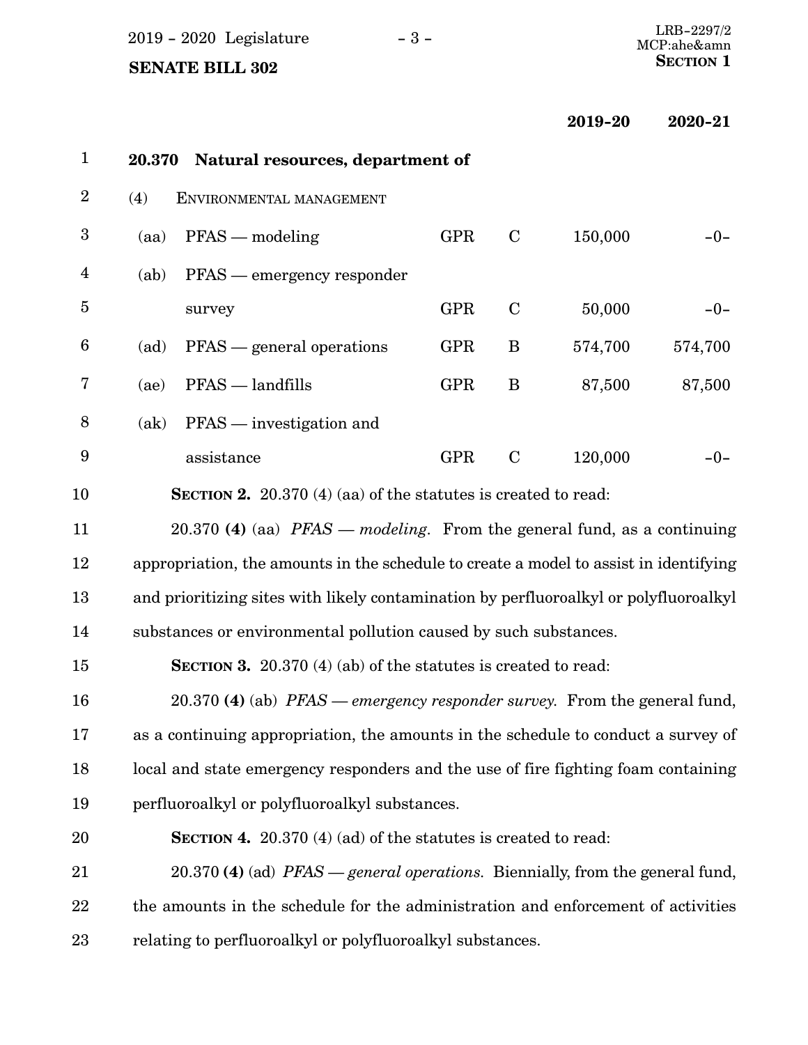| | | | | 2019-20 | 2020-21 |
|---|---|---|---|---|---|
| **20.370 Natural resources, department of** | | | | | |
| (4) ENVIRONMENTAL MANAGEMENT | | | | | |
| (aa) | PFAS — modeling | GPR | C | 150,000 | -0- |
| (ab) | PFAS — emergency responder survey | GPR | C | 50,000 | -0- |
| (ad) | PFAS — general operations | GPR | B | 574,700 | 574,700 |
| (ae) | PFAS — landfills | GPR | B | 87,500 | 87,500 |
| (ak) | PFAS — investigation and assistance | GPR | C | 120,000 | -0- |

**SECTION 2.** 20.370 (4) (aa) of the statutes is created to read:

20.370 **(4)** (aa) *PFAS — modeling.* From the general fund, as a continuing appropriation, the amounts in the schedule to create a model to assist in identifying and prioritizing sites with likely contamination by perfluoroalkyl or polyfluoroalkyl substances or environmental pollution caused by such substances.

**SECTION 3.** 20.370 (4) (ab) of the statutes is created to read:

20.370 **(4)** (ab) *PFAS — emergency responder survey.* From the general fund, as a continuing appropriation, the amounts in the schedule to conduct a survey of local and state emergency responders and the use of fire fighting foam containing perfluoroalkyl or polyfluoroalkyl substances.

**SECTION 4.** 20.370 (4) (ad) of the statutes is created to read:

20.370 **(4)** (ad) *PFAS — general operations.* Biennially, from the general fund, the amounts in the schedule for the administration and enforcement of activities relating to perfluoroalkyl or polyfluoroalkyl substances.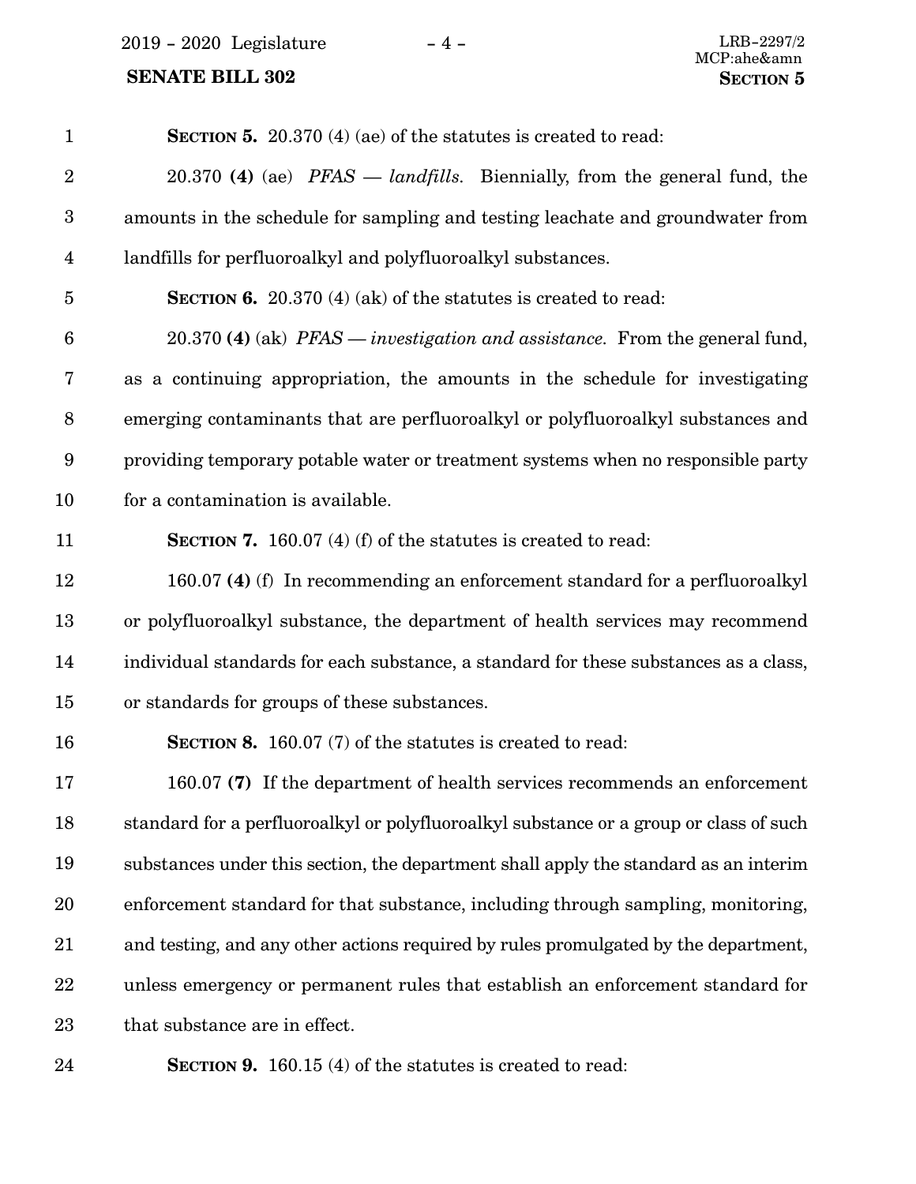**SECTION 5.** 20.370 (4) (ae) of the statutes is created to read:

20.370 **(4)** (ae) *PFAS — landfills.* Biennially, from the general fund, the amounts in the schedule for sampling and testing leachate and groundwater from landfills for perfluoroalkyl and polyfluoroalkyl substances.

**SECTION 6.** 20.370 (4) (ak) of the statutes is created to read:

20.370 **(4)** (ak) *PFAS — investigation and assistance.* From the general fund, as a continuing appropriation, the amounts in the schedule for investigating emerging contaminants that are perfluoroalkyl or polyfluoroalkyl substances and providing temporary potable water or treatment systems when no responsible party for a contamination is available.

**SECTION 7.** 160.07 (4) (f) of the statutes is created to read:

160.07 **(4)** (f) In recommending an enforcement standard for a perfluoroalkyl or polyfluoroalkyl substance, the department of health services may recommend individual standards for each substance, a standard for these substances as a class, or standards for groups of these substances.

**SECTION 8.** 160.07 (7) of the statutes is created to read:

160.07 **(7)** If the department of health services recommends an enforcement standard for a perfluoroalkyl or polyfluoroalkyl substance or a group or class of such substances under this section, the department shall apply the standard as an interim enforcement standard for that substance, including through sampling, monitoring, and testing, and any other actions required by rules promulgated by the department, unless emergency or permanent rules that establish an enforcement standard for that substance are in effect.

**SECTION 9.** 160.15 (4) of the statutes is created to read: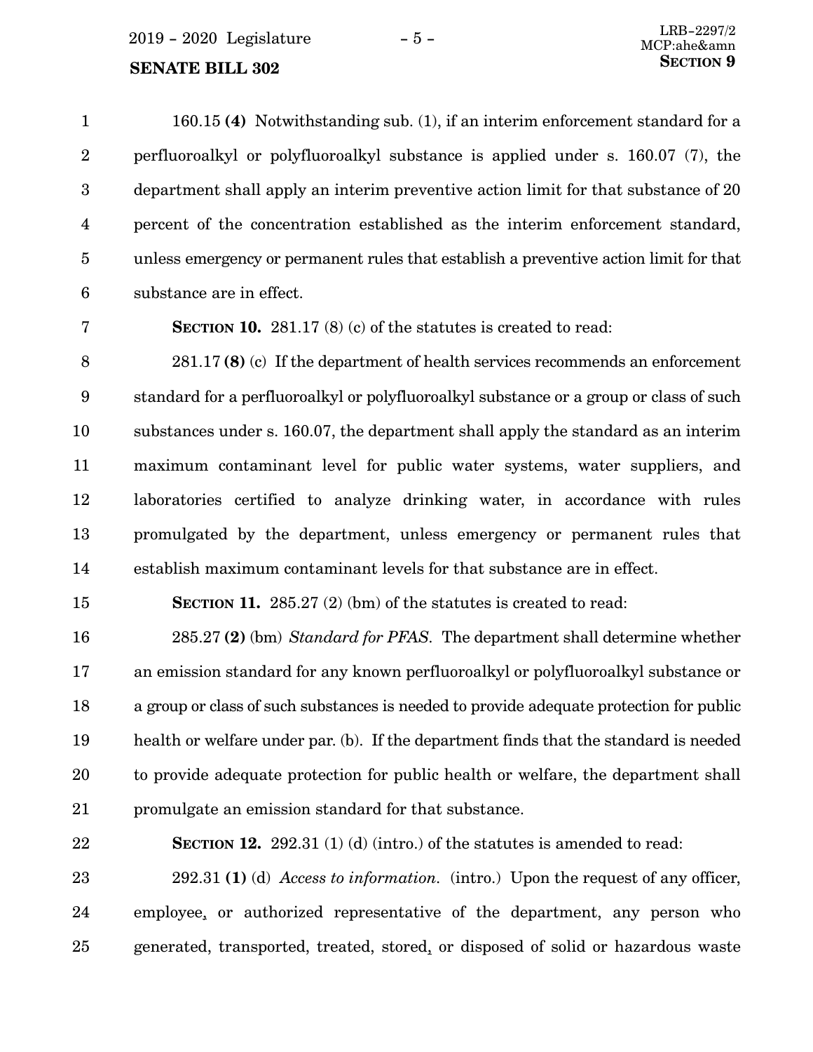160.15 **(4)** Notwithstanding sub. (1), if an interim enforcement standard for a perfluoroalkyl or polyfluoroalkyl substance is applied under s. 160.07 (7), the department shall apply an interim preventive action limit for that substance of 20 percent of the concentration established as the interim enforcement standard, unless emergency or permanent rules that establish a preventive action limit for that substance are in effect.

**SECTION 10.** 281.17 (8) (c) of the statutes is created to read:

281.17 **(8)** (c) If the department of health services recommends an enforcement standard for a perfluoroalkyl or polyfluoroalkyl substance or a group or class of such substances under s. 160.07, the department shall apply the standard as an interim maximum contaminant level for public water systems, water suppliers, and laboratories certified to analyze drinking water, in accordance with rules promulgated by the department, unless emergency or permanent rules that establish maximum contaminant levels for that substance are in effect.

**SECTION 11.** 285.27 (2) (bm) of the statutes is created to read:

285.27 **(2)** (bm) *Standard for PFAS.* The department shall determine whether an emission standard for any known perfluoroalkyl or polyfluoroalkyl substance or a group or class of such substances is needed to provide adequate protection for public health or welfare under par. (b). If the department finds that the standard is needed to provide adequate protection for public health or welfare, the department shall promulgate an emission standard for that substance.

**SECTION 12.** 292.31 (1) (d) (intro.) of the statutes is amended to read:

292.31 **(1)** (d) *Access to information.* (intro.) Upon the request of any officer, employee, or authorized representative of the department, any person who generated, transported, treated, stored, or disposed of solid or hazardous waste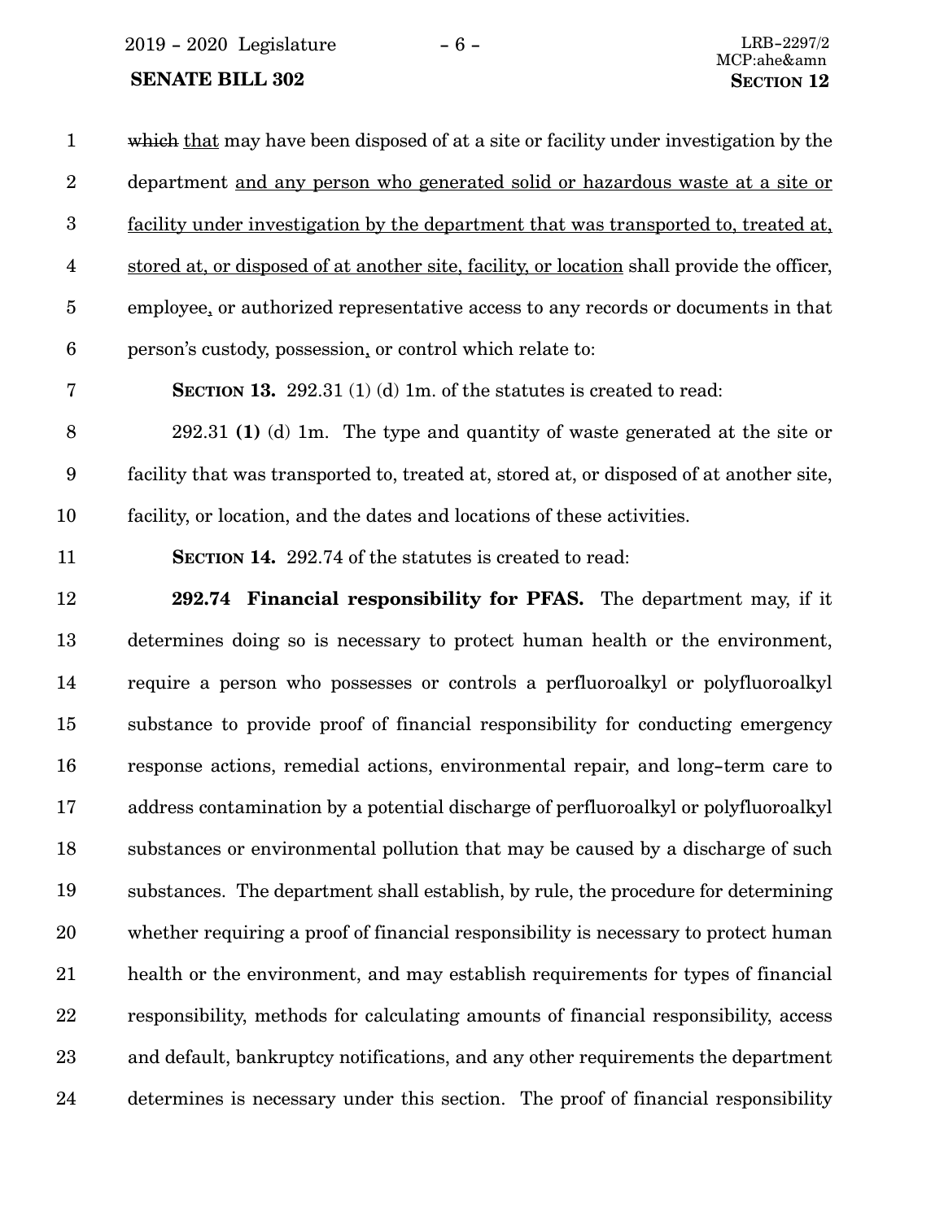~~which~~ that may have been disposed of at a site or facility under investigation by the department and any person who generated solid or hazardous waste at a site or facility under investigation by the department that was transported to, treated at, stored at, or disposed of at another site, facility, or location shall provide the officer, employee, or authorized representative access to any records or documents in that person's custody, possession, or control which relate to:

**SECTION 13.** 292.31 (1) (d) 1m. of the statutes is created to read:

292.31 **(1)** (d) 1m. The type and quantity of waste generated at the site or facility that was transported to, treated at, stored at, or disposed of at another site, facility, or location, and the dates and locations of these activities.

**SECTION 14.** 292.74 of the statutes is created to read:

**292.74 Financial responsibility for PFAS.** The department may, if it determines doing so is necessary to protect human health or the environment, require a person who possesses or controls a perfluoroalkyl or polyfluoroalkyl substance to provide proof of financial responsibility for conducting emergency response actions, remedial actions, environmental repair, and long-term care to address contamination by a potential discharge of perfluoroalkyl or polyfluoroalkyl substances or environmental pollution that may be caused by a discharge of such substances. The department shall establish, by rule, the procedure for determining whether requiring a proof of financial responsibility is necessary to protect human health or the environment, and may establish requirements for types of financial responsibility, methods for calculating amounts of financial responsibility, access and default, bankruptcy notifications, and any other requirements the department determines is necessary under this section. The proof of financial responsibility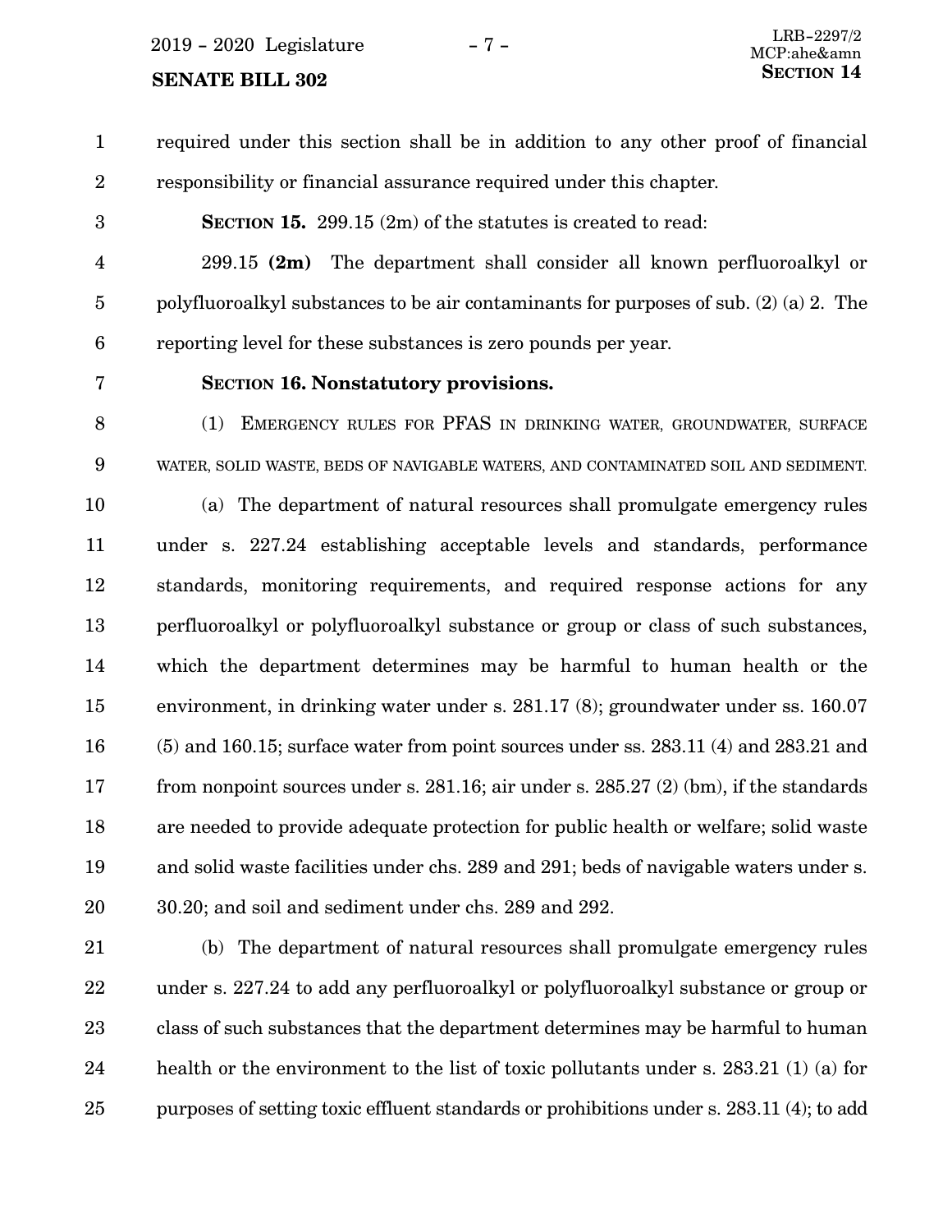required under this section shall be in addition to any other proof of financial responsibility or financial assurance required under this chapter.

**SECTION 15.** 299.15 (2m) of the statutes is created to read:

299.15 **(2m)** The department shall consider all known perfluoroalkyl or polyfluoroalkyl substances to be air contaminants for purposes of sub. (2) (a) 2. The reporting level for these substances is zero pounds per year.

**SECTION 16. Nonstatutory provisions.**

(1) EMERGENCY RULES FOR PFAS IN DRINKING WATER, GROUNDWATER, SURFACE WATER, SOLID WASTE, BEDS OF NAVIGABLE WATERS, AND CONTAMINATED SOIL AND SEDIMENT.

(a) The department of natural resources shall promulgate emergency rules under s. 227.24 establishing acceptable levels and standards, performance standards, monitoring requirements, and required response actions for any perfluoroalkyl or polyfluoroalkyl substance or group or class of such substances, which the department determines may be harmful to human health or the environment, in drinking water under s. 281.17 (8); groundwater under ss. 160.07 (5) and 160.15; surface water from point sources under ss. 283.11 (4) and 283.21 and from nonpoint sources under s. 281.16; air under s. 285.27 (2) (bm), if the standards are needed to provide adequate protection for public health or welfare; solid waste and solid waste facilities under chs. 289 and 291; beds of navigable waters under s. 30.20; and soil and sediment under chs. 289 and 292.

(b) The department of natural resources shall promulgate emergency rules under s. 227.24 to add any perfluoroalkyl or polyfluoroalkyl substance or group or class of such substances that the department determines may be harmful to human health or the environment to the list of toxic pollutants under s. 283.21 (1) (a) for purposes of setting toxic effluent standards or prohibitions under s. 283.11 (4); to add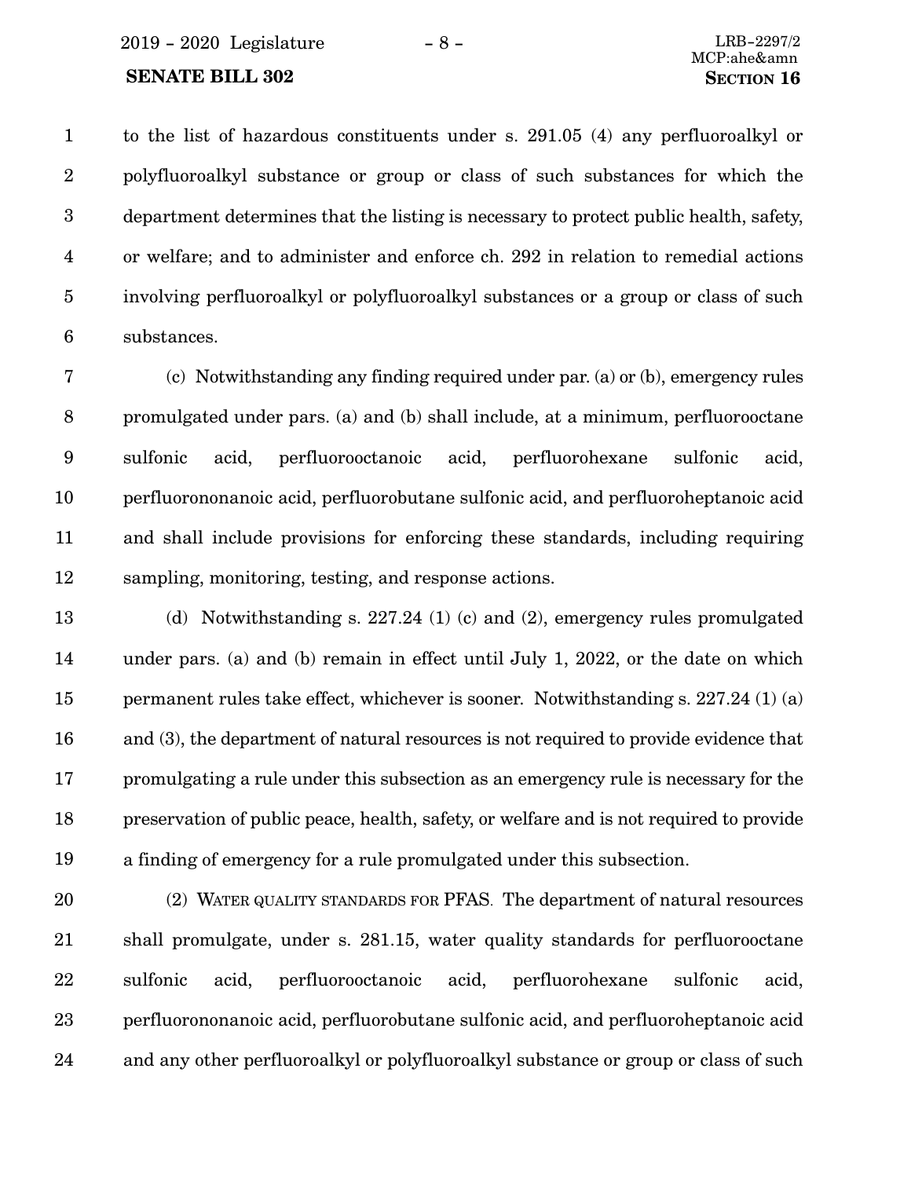to the list of hazardous constituents under s. 291.05 (4) any perfluoroalkyl or polyfluoroalkyl substance or group or class of such substances for which the department determines that the listing is necessary to protect public health, safety, or welfare; and to administer and enforce ch. 292 in relation to remedial actions involving perfluoroalkyl or polyfluoroalkyl substances or a group or class of such substances.

(c) Notwithstanding any finding required under par. (a) or (b), emergency rules promulgated under pars. (a) and (b) shall include, at a minimum, perfluorooctane sulfonic acid, perfluorooctanoic acid, perfluorohexane sulfonic acid, perfluorononanoic acid, perfluorobutane sulfonic acid, and perfluoroheptanoic acid and shall include provisions for enforcing these standards, including requiring sampling, monitoring, testing, and response actions.

(d) Notwithstanding s. 227.24 (1) (c) and (2), emergency rules promulgated under pars. (a) and (b) remain in effect until July 1, 2022, or the date on which permanent rules take effect, whichever is sooner. Notwithstanding s. 227.24 (1) (a) and (3), the department of natural resources is not required to provide evidence that promulgating a rule under this subsection as an emergency rule is necessary for the preservation of public peace, health, safety, or welfare and is not required to provide a finding of emergency for a rule promulgated under this subsection.

(2) WATER QUALITY STANDARDS FOR PFAS. The department of natural resources shall promulgate, under s. 281.15, water quality standards for perfluorooctane sulfonic acid, perfluorooctanoic acid, perfluorohexane sulfonic acid, perfluorononanoic acid, perfluorobutane sulfonic acid, and perfluoroheptanoic acid and any other perfluoroalkyl or polyfluoroalkyl substance or group or class of such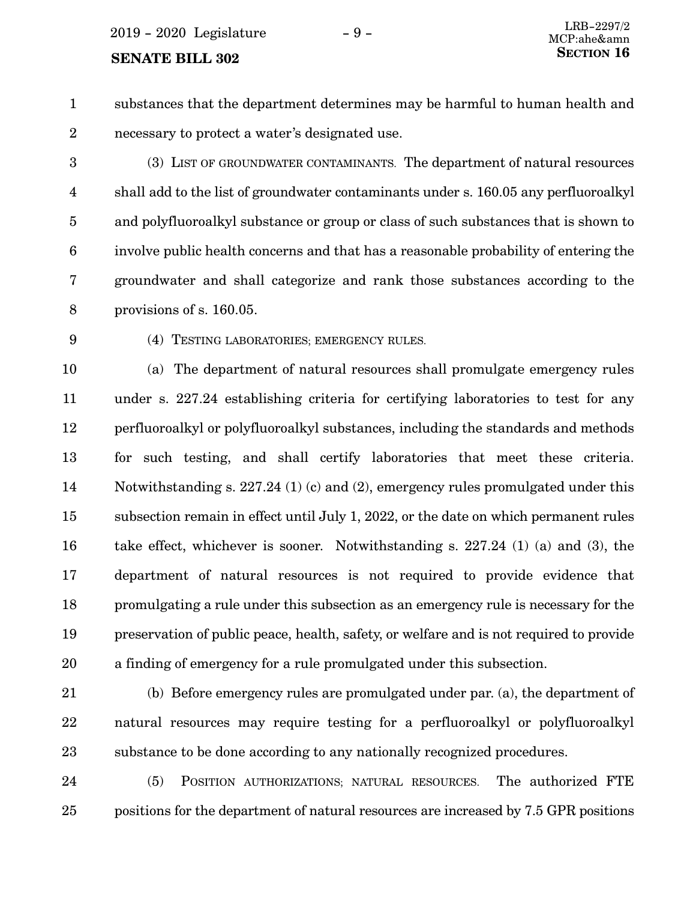substances that the department determines may be harmful to human health and necessary to protect a water's designated use.

(3) LIST OF GROUNDWATER CONTAMINANTS. The department of natural resources shall add to the list of groundwater contaminants under s. 160.05 any perfluoroalkyl and polyfluoroalkyl substance or group or class of such substances that is shown to involve public health concerns and that has a reasonable probability of entering the groundwater and shall categorize and rank those substances according to the provisions of s. 160.05.

(4) TESTING LABORATORIES; EMERGENCY RULES.

(a) The department of natural resources shall promulgate emergency rules under s. 227.24 establishing criteria for certifying laboratories to test for any perfluoroalkyl or polyfluoroalkyl substances, including the standards and methods for such testing, and shall certify laboratories that meet these criteria. Notwithstanding s. 227.24 (1) (c) and (2), emergency rules promulgated under this subsection remain in effect until July 1, 2022, or the date on which permanent rules take effect, whichever is sooner. Notwithstanding s. 227.24 (1) (a) and (3), the department of natural resources is not required to provide evidence that promulgating a rule under this subsection as an emergency rule is necessary for the preservation of public peace, health, safety, or welfare and is not required to provide a finding of emergency for a rule promulgated under this subsection.

(b) Before emergency rules are promulgated under par. (a), the department of natural resources may require testing for a perfluoroalkyl or polyfluoroalkyl substance to be done according to any nationally recognized procedures.

(5) POSITION AUTHORIZATIONS; NATURAL RESOURCES. The authorized FTE positions for the department of natural resources are increased by 7.5 GPR positions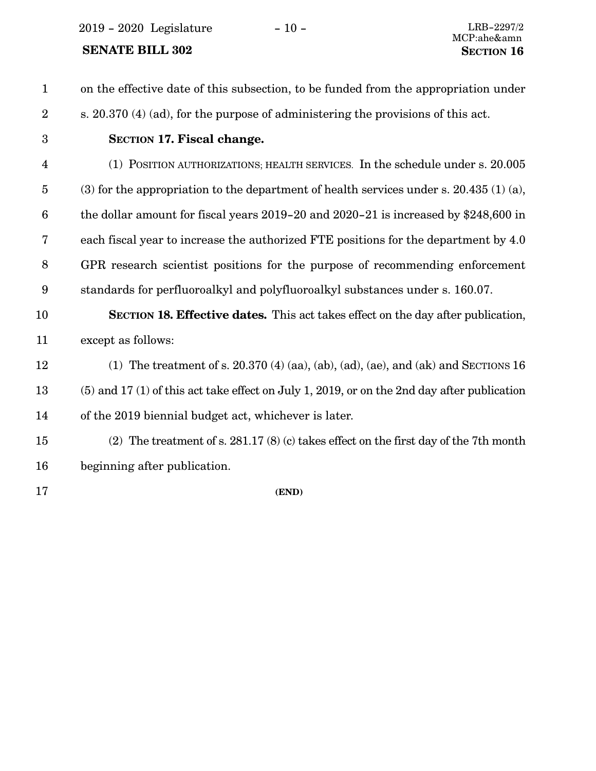on the effective date of this subsection, to be funded from the appropriation under s. 20.370 (4) (ad), for the purpose of administering the provisions of this act.

**SECTION 17. Fiscal change.**

(1) POSITION AUTHORIZATIONS; HEALTH SERVICES. In the schedule under s. 20.005 (3) for the appropriation to the department of health services under s. 20.435 (1) (a), the dollar amount for fiscal years 2019-20 and 2020-21 is increased by $248,600 in each fiscal year to increase the authorized FTE positions for the department by 4.0 GPR research scientist positions for the purpose of recommending enforcement standards for perfluoroalkyl and polyfluoroalkyl substances under s. 160.07.

**SECTION 18. Effective dates.** This act takes effect on the day after publication, except as follows:

(1) The treatment of s. 20.370 (4) (aa), (ab), (ad), (ae), and (ak) and SECTIONS 16 (5) and 17 (1) of this act take effect on July 1, 2019, or on the 2nd day after publication of the 2019 biennial budget act, whichever is later.

(2) The treatment of s. 281.17 (8) (c) takes effect on the first day of the 7th month beginning after publication.

**(END)**